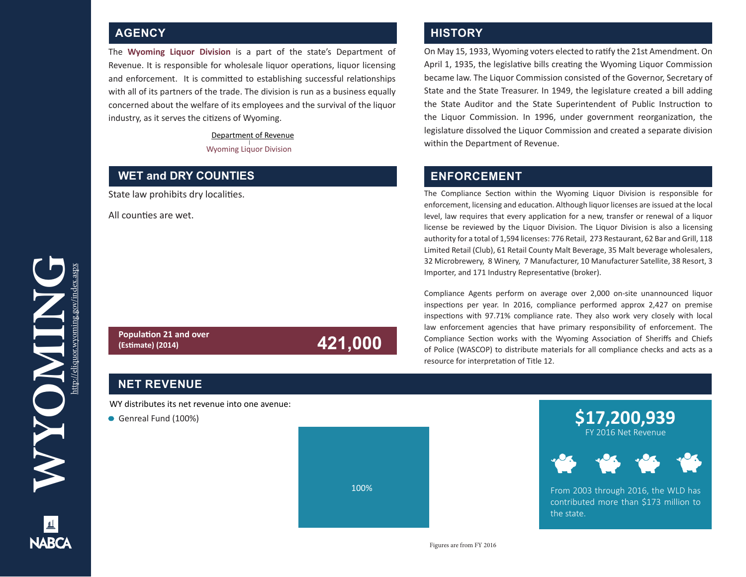# WYOMING

http://eliquor.wyoming.gov/index.aspx

## AGENCY

The **Wyoming Liquor Division** is a part of the state's Department of Revenue. It is responsible for wholesale liquor operations, liquor licensing and enforcement. It is committed to establishing successful relationships with all of its partners of the trade. The division is run as a business equally concerned about the welfare of its employees and the survival of the liquor industry, as it serves the citizens of Wyoming.

Department of Revenue
|
Wyoming Liquor Division

## WET and DRY COUNTIES

State law prohibits dry localities.

All counties are wet.

**Population 21 and over (Estimate) (2014)** — **421,000**

## HISTORY

On May 15, 1933, Wyoming voters elected to ratify the 21st Amendment. On April 1, 1935, the legislative bills creating the Wyoming Liquor Commission became law. The Liquor Commission consisted of the Governor, Secretary of State and the State Treasurer. In 1949, the legislature created a bill adding the State Auditor and the State Superintendent of Public Instruction to the Liquor Commission. In 1996, under government reorganization, the legislature dissolved the Liquor Commission and created a separate division within the Department of Revenue.

## ENFORCEMENT

The Compliance Section within the Wyoming Liquor Division is responsible for enforcement, licensing and education. Although liquor licenses are issued at the local level, law requires that every application for a new, transfer or renewal of a liquor license be reviewed by the Liquor Division. The Liquor Division is also a licensing authority for a total of 1,594 licenses: 776 Retail, 273 Restaurant, 62 Bar and Grill, 118 Limited Retail (Club), 61 Retail County Malt Beverage, 35 Malt beverage wholesalers, 32 Microbrewery, 8 Winery, 7 Manufacturer, 10 Manufacturer Satellite, 38 Resort, 3 Importer, and 171 Industry Representative (broker).

Compliance Agents perform on average over 2,000 on-site unannounced liquor inspections per year. In 2016, compliance performed approx 2,427 on premise inspections with 97.71% compliance rate. They also work very closely with local law enforcement agencies that have primary responsibility of enforcement. The Compliance Section works with the Wyoming Association of Sheriffs and Chiefs of Police (WASCOP) to distribute materials for all compliance checks and acts as a resource for interpretation of Title 12.

## NET REVENUE

WY distributes its net revenue into one avenue:

- Genreal Fund (100%)

100%

**$17,200,939**
FY 2016 Net Revenue

From 2003 through 2016, the WLD has contributed more than $173 million to the state.

Figures are from FY 2016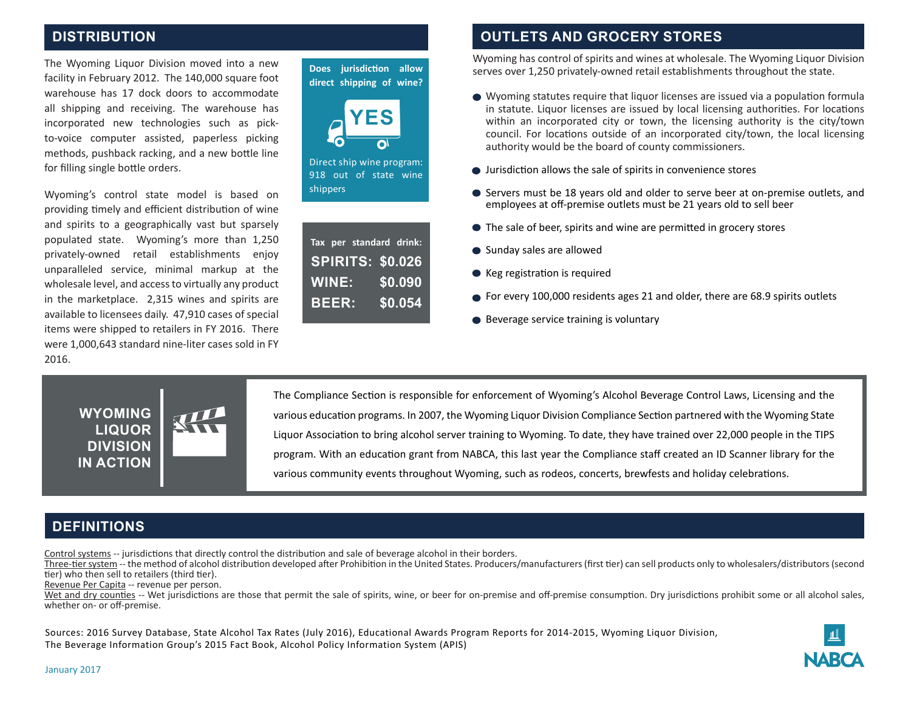## DISTRIBUTION

The Wyoming Liquor Division moved into a new facility in February 2012. The 140,000 square foot warehouse has 17 dock doors to accommodate all shipping and receiving. The warehouse has incorporated new technologies such as pick-to-voice computer assisted, paperless picking methods, pushback racking, and a new bottle line for filling single bottle orders.

Wyoming's control state model is based on providing timely and efficient distribution of wine and spirits to a geographically vast but sparsely populated state. Wyoming's more than 1,250 privately-owned retail establishments enjoy unparalleled service, minimal markup at the wholesale level, and access to virtually any product in the marketplace. 2,315 wines and spirits are available to licensees daily. 47,910 cases of special items were shipped to retailers in FY 2016. There were 1,000,643 standard nine-liter cases sold in FY 2016.

**Does jurisdiction allow direct shipping of wine?**

**YES**

Direct ship wine program: 918 out of state wine shippers

**Tax per standard drink:**

| | |
|---|---|
| **SPIRITS:** | **$0.026** |
| **WINE:** | **$0.090** |
| **BEER:** | **$0.054** |

## OUTLETS AND GROCERY STORES

Wyoming has control of spirits and wines at wholesale. The Wyoming Liquor Division serves over 1,250 privately-owned retail establishments throughout the state.

- Wyoming statutes require that liquor licenses are issued via a population formula in statute. Liquor licenses are issued by local licensing authorities. For locations within an incorporated city or town, the licensing authority is the city/town council. For locations outside of an incorporated city/town, the local licensing authority would be the board of county commissioners.
- Jurisdiction allows the sale of spirits in convenience stores
- Servers must be 18 years old and older to serve beer at on-premise outlets, and employees at off-premise outlets must be 21 years old to sell beer
- The sale of beer, spirits and wine are permitted in grocery stores
- Sunday sales are allowed
- Keg registration is required
- For every 100,000 residents ages 21 and older, there are 68.9 spirits outlets
- Beverage service training is voluntary

## WYOMING LIQUOR DIVISION IN ACTION

The Compliance Section is responsible for enforcement of Wyoming's Alcohol Beverage Control Laws, Licensing and the various education programs. In 2007, the Wyoming Liquor Division Compliance Section partnered with the Wyoming State Liquor Association to bring alcohol server training to Wyoming. To date, they have trained over 22,000 people in the TIPS program. With an education grant from NABCA, this last year the Compliance staff created an ID Scanner library for the various community events throughout Wyoming, such as rodeos, concerts, brewfests and holiday celebrations.

## DEFINITIONS

Control systems -- jurisdictions that directly control the distribution and sale of beverage alcohol in their borders.
Three-tier system -- the method of alcohol distribution developed after Prohibition in the United States. Producers/manufacturers (first tier) can sell products only to wholesalers/distributors (second tier) who then sell to retailers (third tier).
Revenue Per Capita -- revenue per person.
Wet and dry counties -- Wet jurisdictions are those that permit the sale of spirits, wine, or beer for on-premise and off-premise consumption. Dry jurisdictions prohibit some or all alcohol sales, whether on- or off-premise.

Sources: 2016 Survey Database, State Alcohol Tax Rates (July 2016), Educational Awards Program Reports for 2014-2015, Wyoming Liquor Division, The Beverage Information Group's 2015 Fact Book, Alcohol Policy Information System (APIS)

NABCA

January 2017